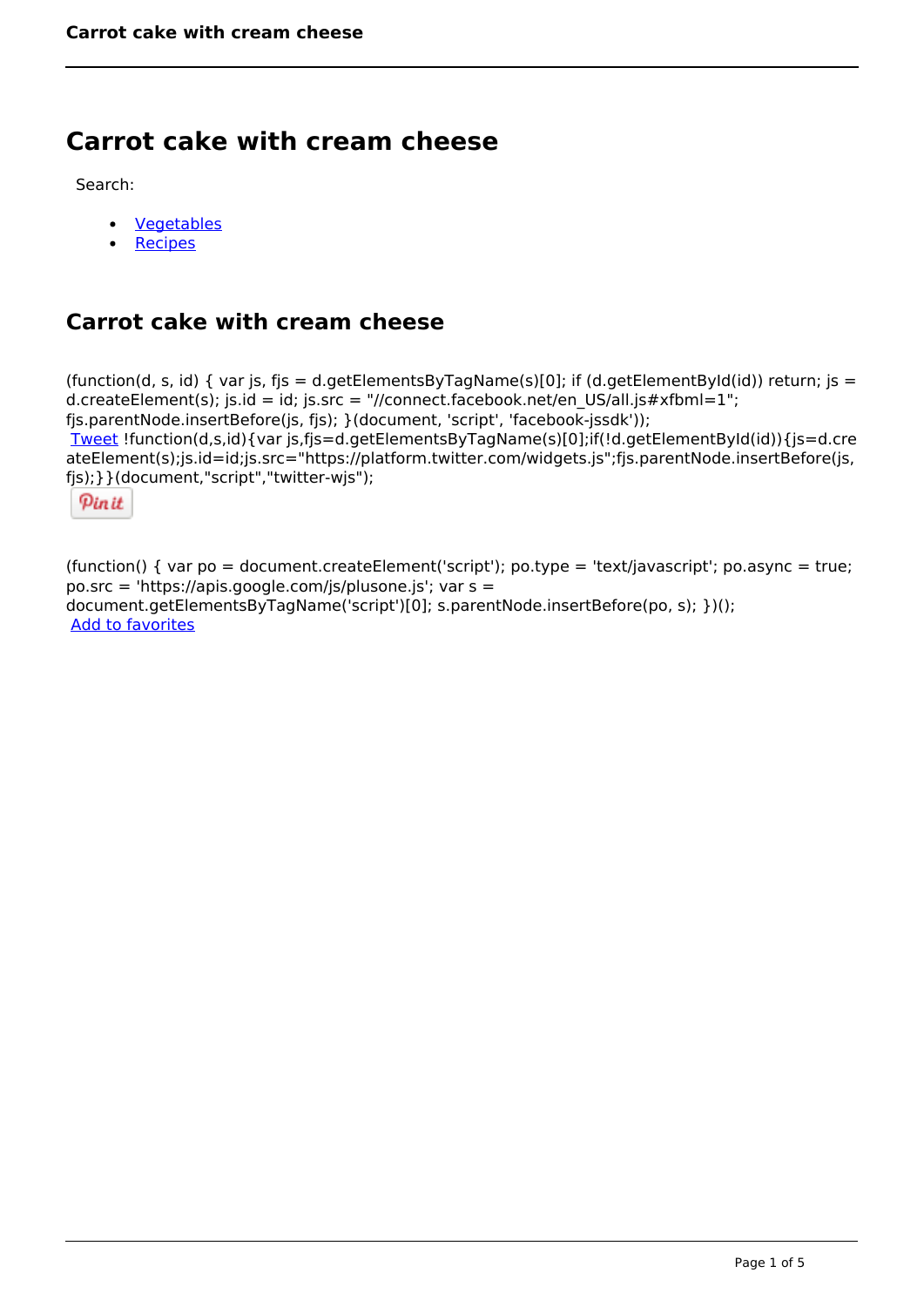# Carrot cake with cream cheese

Search:

- Vegetables
- Recipes

## Carrot cake with cream cheese

(function(d, s, id) { var js, fjs = d.getElementsByTagName(s)[0]; if (d.getElementById(id)) return; js = d.createElement(s); js.id = id; js.src = "//connect.facebook.net/en_US/all.js#xfbml=1"; fjs.parentNode.insertBefore(js, fjs); }(document, 'script', 'facebook-jssdk'));
Tweet !function(d,s,id){var js,fjs=d.getElementsByTagName(s)[0];if(!d.getElementById(id)){js=d.createElement(s);js.id=id;js.src="https://platform.twitter.com/widgets.js";fjs.parentNode.insertBefore(js,fjs);}}(document,"script","twitter-wjs");

Pin it

(function() { var po = document.createElement('script'); po.type = 'text/javascript'; po.async = true; po.src = 'https://apis.google.com/js/plusone.js'; var s = document.getElementsByTagName('script')[0]; s.parentNode.insertBefore(po, s); })();
Add to favorites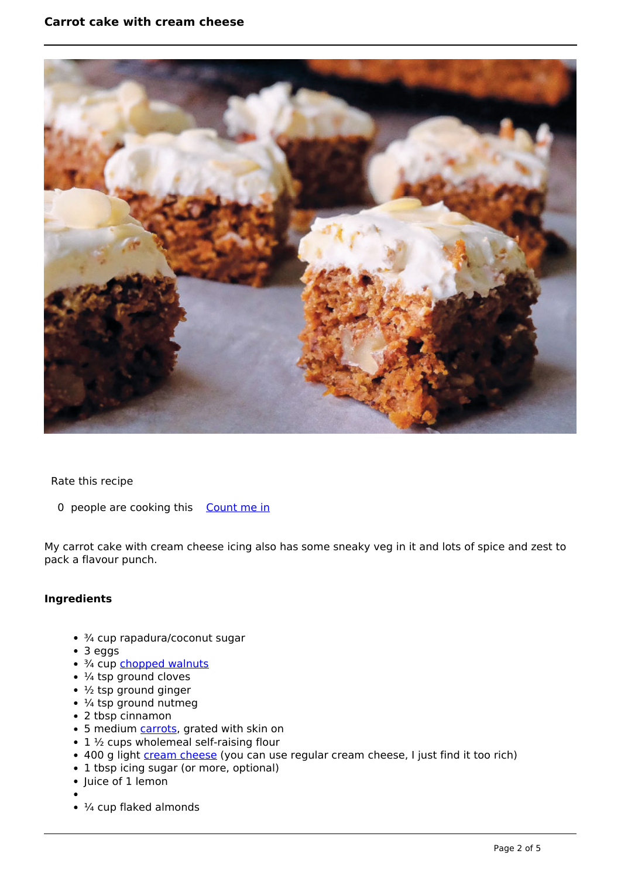Rate this recipe

0 people are cooking this [Count me in]

My carrot cake with cream cheese icing also has some sneaky veg in it and lots of spice and zest to pack a flavour punch.

### Ingredients

- ¾ cup rapadura/coconut sugar
- 3 eggs
- ¾ cup chopped walnuts
- ¼ tsp ground cloves
- ½ tsp ground ginger
- ¼ tsp ground nutmeg
- 2 tbsp cinnamon
- 5 medium carrots, grated with skin on
- 1 ½ cups wholemeal self-raising flour
- 400 g light cream cheese (you can use regular cream cheese, I just find it too rich)
- 1 tbsp icing sugar (or more, optional)
- Juice of 1 lemon
- 
- ¼ cup flaked almonds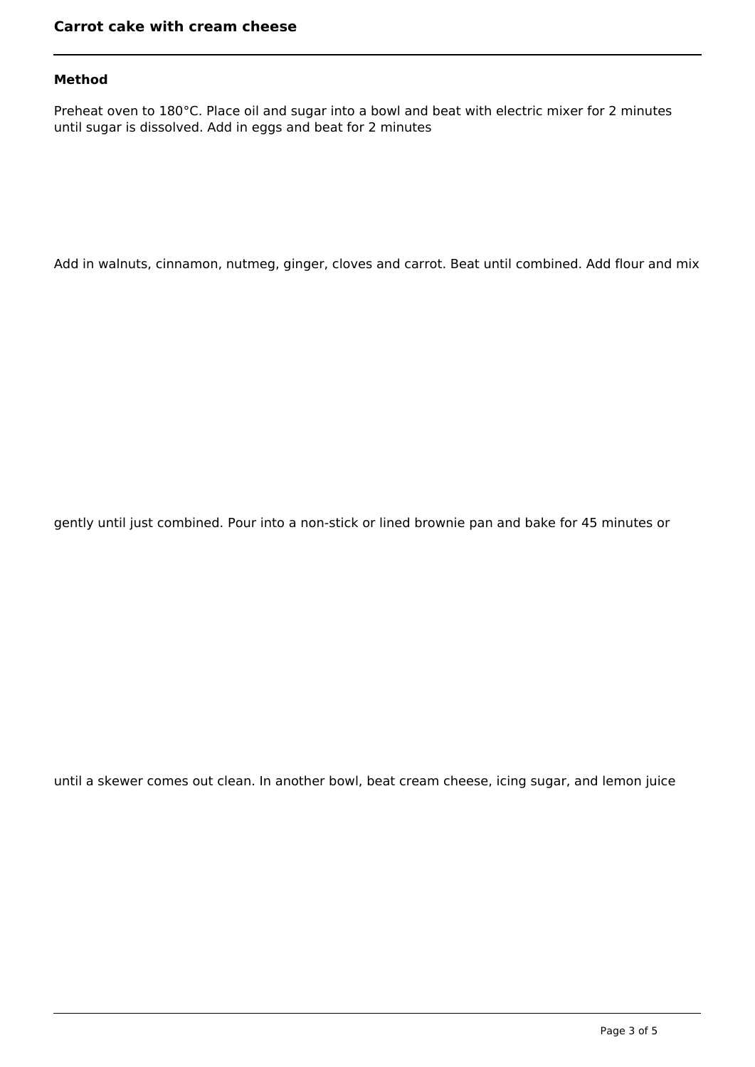**Method**

Preheat oven to 180°C. Place oil and sugar into a bowl and beat with electric mixer for 2 minutes until sugar is dissolved. Add in eggs and beat for 2 minutes

Add in walnuts, cinnamon, nutmeg, ginger, cloves and carrot. Beat until combined. Add flour and mix

gently until just combined. Pour into a non-stick or lined brownie pan and bake for 45 minutes or

until a skewer comes out clean. In another bowl, beat cream cheese, icing sugar, and lemon juice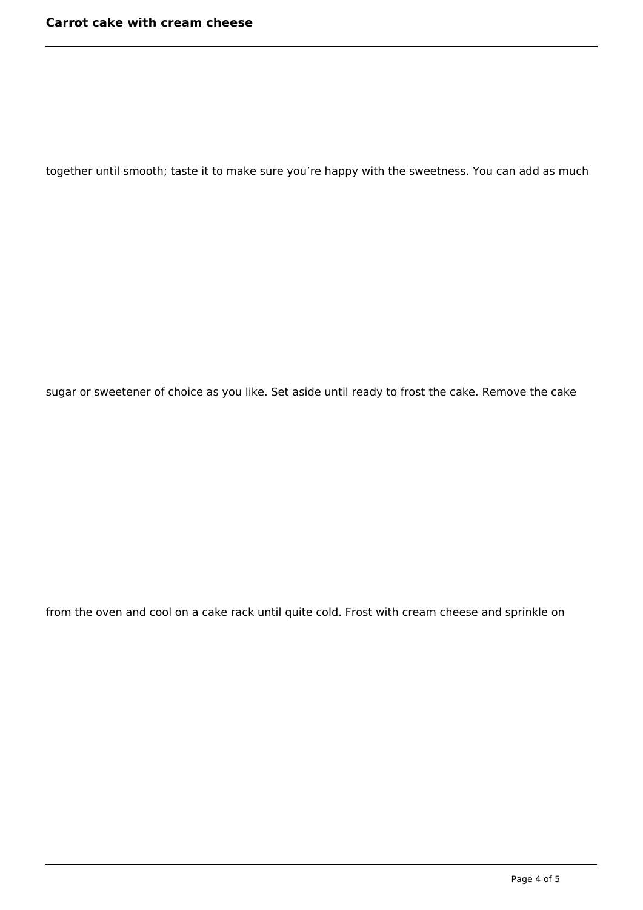together until smooth; taste it to make sure you’re happy with the sweetness. You can add as much

sugar or sweetener of choice as you like. Set aside until ready to frost the cake. Remove the cake

from the oven and cool on a cake rack until quite cold. Frost with cream cheese and sprinkle on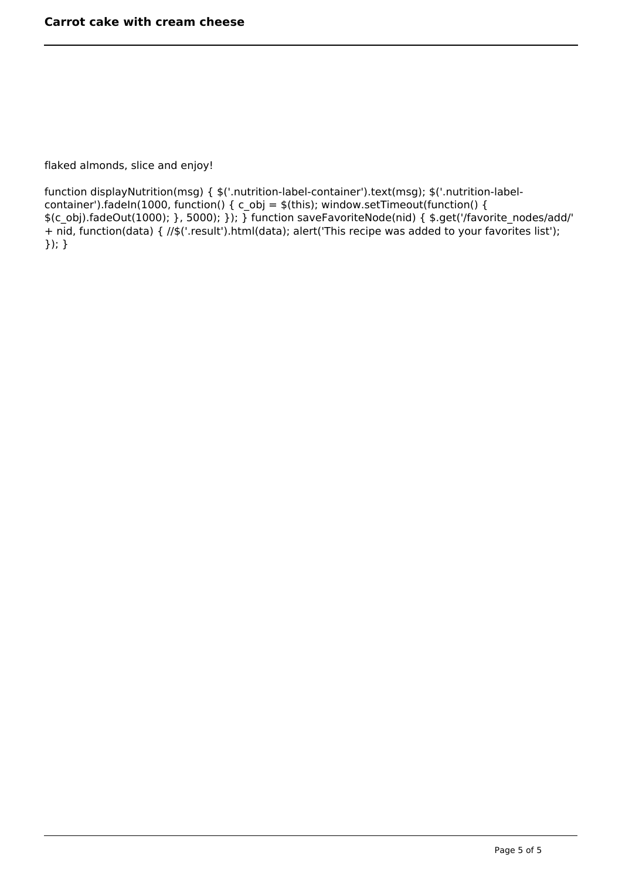flaked almonds, slice and enjoy!

```
function displayNutrition(msg) { $('.nutrition-label-container').text(msg); $('.nutrition-label-container').fadeIn(1000, function() { c_obj = $(this); window.setTimeout(function() { $(c_obj).fadeOut(1000); }, 5000); }); } function saveFavoriteNode(nid) { $.get('/favorite_nodes/add/' + nid, function(data) { //$('.result').html(data); alert('This recipe was added to your favorites list'); }); }
```